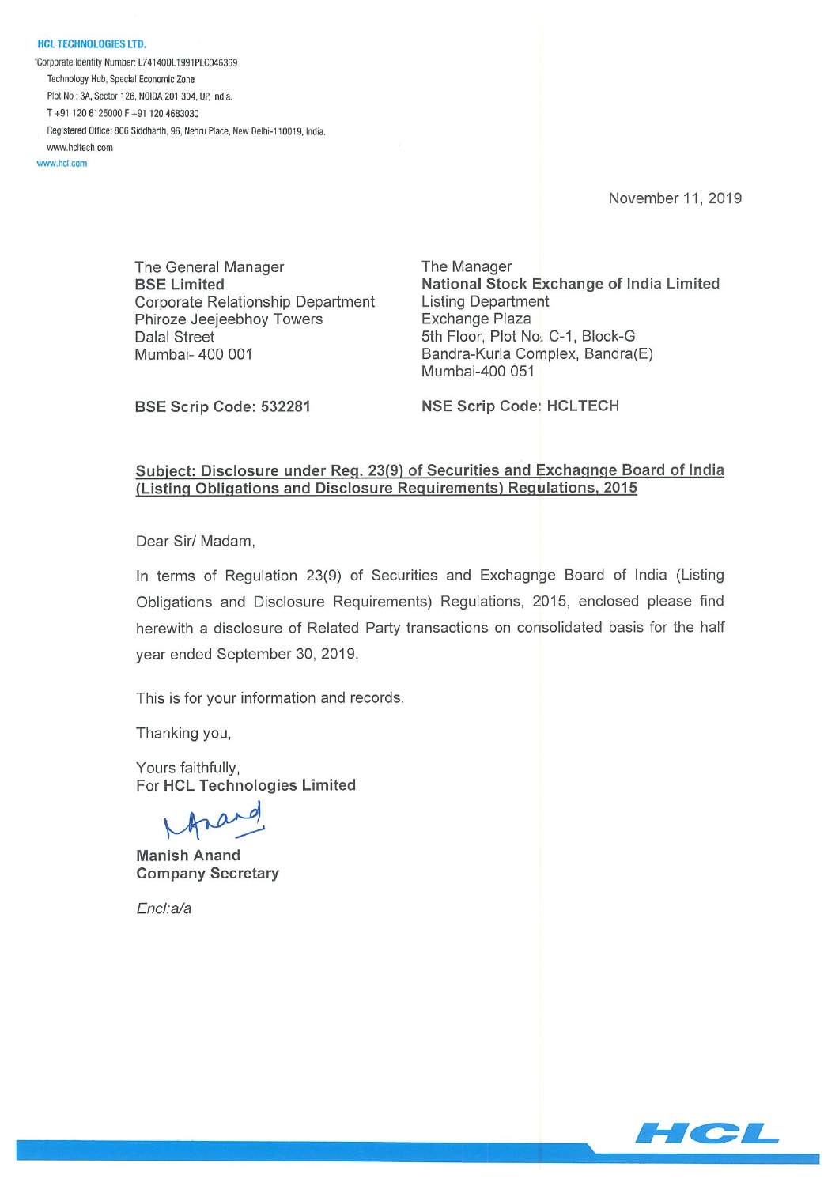**HCL TECHNOLOGIES LTD.**

Corporate Identity Number: L74140DL1991PLC046369
Technology Hub, Special Economic Zone
Plot No : 3A, Sector 126, NOIDA 201 304, UP, India.
T +91 120 6125000 F +91 120 4683030
Registered Office: 806 Siddharth, 96, Nehru Place, New Delhi-110019, India.
www.hcltech.com
www.hcl.com

November 11, 2019

The General Manager
**BSE Limited**
Corporate Relationship Department
Phiroze Jeejeebhoy Towers
Dalal Street
Mumbai- 400 001

**BSE Scrip Code: 532281**

The Manager
**National Stock Exchange of India Limited**
Listing Department
Exchange Plaza
5th Floor, Plot No. C-1, Block-G
Bandra-Kurla Complex, Bandra(E)
Mumbai-400 051

**NSE Scrip Code: HCLTECH**

**Subject: Disclosure under Reg. 23(9) of Securities and Exchagnge Board of India (Listing Obligations and Disclosure Requirements) Regulations, 2015**

Dear Sir/ Madam,

In terms of Regulation 23(9) of Securities and Exchagnge Board of India (Listing Obligations and Disclosure Requirements) Regulations, 2015, enclosed please find herewith a disclosure of Related Party transactions on consolidated basis for the half year ended September 30, 2019.

This is for your information and records.

Thanking you,

Yours faithfully,
For **HCL Technologies Limited**

**Manish Anand**
**Company Secretary**

*Encl:a/a*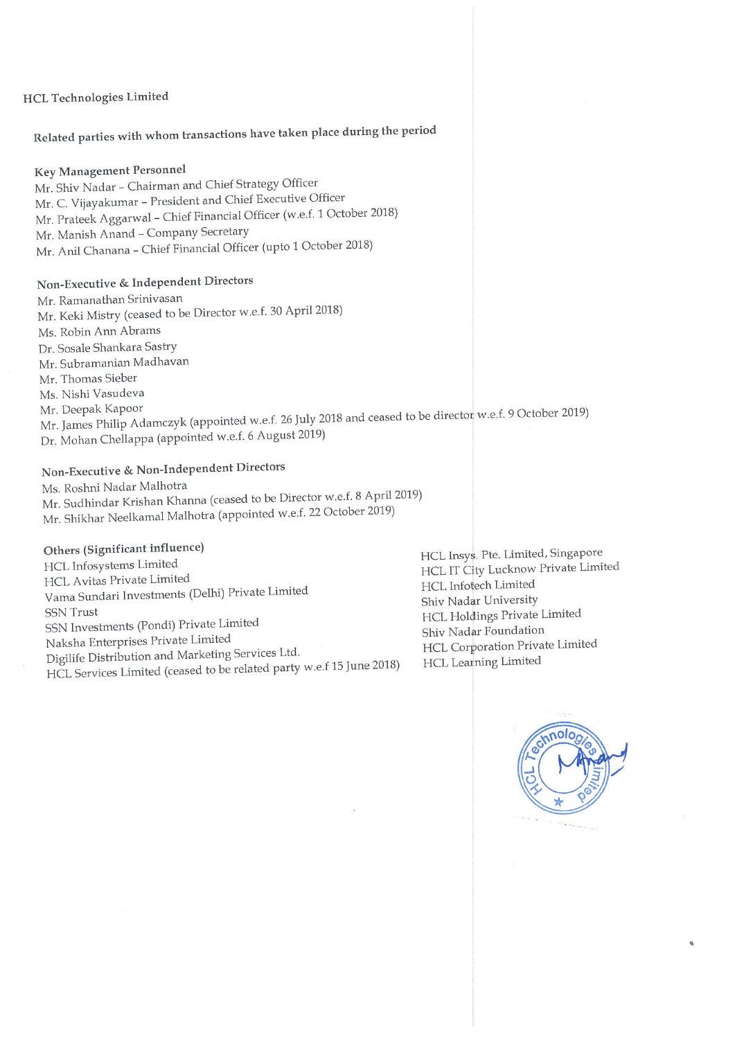HCL Technologies Limited

## Related parties with whom transactions have taken place during the period

### Key Management Personnel

Mr. Shiv Nadar – Chairman and Chief Strategy Officer
Mr. C. Vijayakumar – President and Chief Executive Officer
Mr. Prateek Aggarwal – Chief Financial Officer (w.e.f. 1 October 2018)
Mr. Manish Anand – Company Secretary
Mr. Anil Chanana – Chief Financial Officer (upto 1 October 2018)

### Non-Executive & Independent Directors

Mr. Ramanathan Srinivasan
Mr. Keki Mistry (ceased to be Director w.e.f. 30 April 2018)
Ms. Robin Ann Abrams
Dr. Sosale Shankara Sastry
Mr. Subramanian Madhavan
Mr. Thomas Sieber
Ms. Nishi Vasudeva
Mr. Deepak Kapoor
Mr. James Philip Adamczyk (appointed w.e.f. 26 July 2018 and ceased to be director w.e.f. 9 October 2019)
Dr. Mohan Chellappa (appointed w.e.f. 6 August 2019)

### Non-Executive & Non-Independent Directors

Ms. Roshni Nadar Malhotra
Mr. Sudhindar Krishan Khanna (ceased to be Director w.e.f. 8 April 2019)
Mr. Shikhar Neelkamal Malhotra (appointed w.e.f. 22 October 2019)

### Others (Significant influence)

HCL Infosystems Limited
HCL Avitas Private Limited
Vama Sundari Investments (Delhi) Private Limited
SSN Trust
SSN Investments (Pondi) Private Limited
Naksha Enterprises Private Limited
Digilife Distribution and Marketing Services Ltd.
HCL Services Limited (ceased to be related party w.e.f 15 June 2018)
HCL Insys. Pte. Limited, Singapore
HCL IT City Lucknow Private Limited
HCL Infotech Limited
Shiv Nadar University
HCL Holdings Private Limited
Shiv Nadar Foundation
HCL Corporation Private Limited
HCL Learning Limited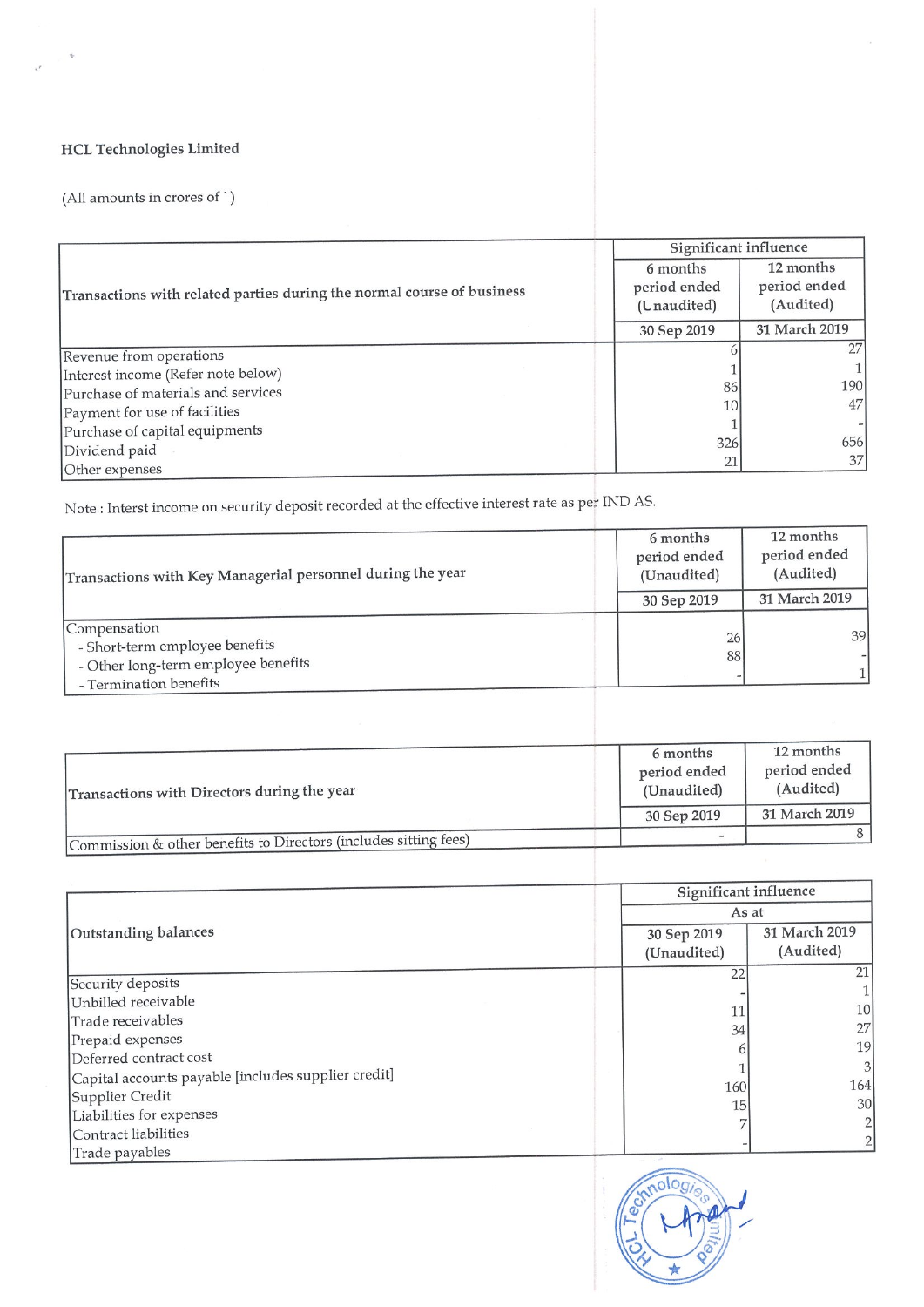HCL Technologies Limited

(All amounts in crores of `)

| Transactions with related parties during the normal course of business | Significant influence | |
|---|---|---|
| | 6 months period ended (Unaudited) | 12 months period ended (Audited) |
| | 30 Sep 2019 | 31 March 2019 |
| Revenue from operations | 6 | 27 |
| Interest income (Refer note below) | 1 | 1 |
| Purchase of materials and services | 86 | 190 |
| Payment for use of facilities | 10 | 47 |
| Purchase of capital equipments | 1 | - |
| Dividend paid | 326 | 656 |
| Other expenses | 21 | 37 |

Note : Interst income on security deposit recorded at the effective interest rate as per IND AS.

| Transactions with Key Managerial personnel during the year | 6 months period ended (Unaudited) | 12 months period ended (Audited) |
|---|---|---|
| | 30 Sep 2019 | 31 March 2019 |
| Compensation | | |
| - Short-term employee benefits | 26 | 39 |
| - Other long-term employee benefits | 88 | - |
| - Termination benefits | - | 1 |

| Transactions with Directors during the year | 6 months period ended (Unaudited) | 12 months period ended (Audited) |
|---|---|---|
| | 30 Sep 2019 | 31 March 2019 |
| Commission & other benefits to Directors (includes sitting fees) | - | 8 |

| Outstanding balances | Significant influence | |
|---|---|---|
| | As at | |
| | 30 Sep 2019 (Unaudited) | 31 March 2019 (Audited) |
| Security deposits | 22 | 21 |
| Unbilled receivable | - | 1 |
| Trade receivables | 11 | 10 |
| Prepaid expenses | 34 | 27 |
| Deferred contract cost | 6 | 19 |
| Capital accounts payable [includes supplier credit] | 1 | 3 |
| Supplier Credit | 160 | 164 |
| Liabilities for expenses | 15 | 30 |
| Contract liabilities | 7 | 2 |
| Trade payables | - | 2 |